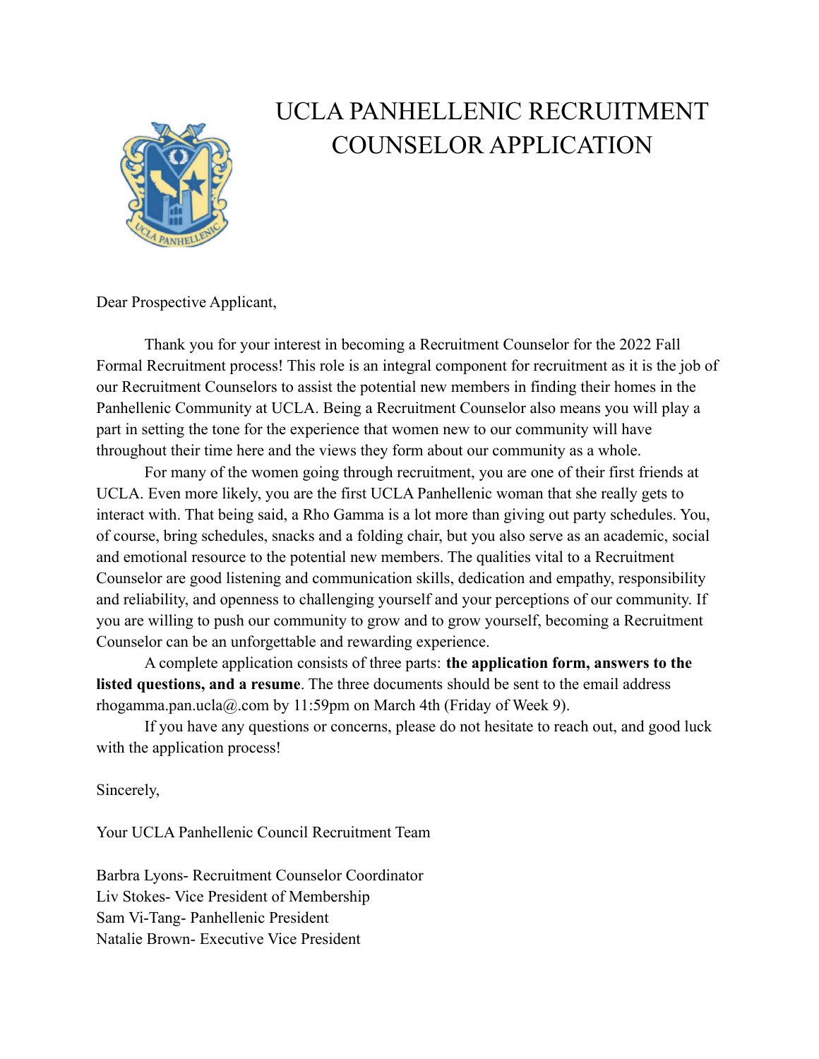# UCLA PANHELLENIC RECRUITMENT COUNSELOR APPLICATION

Dear Prospective Applicant,

Thank you for your interest in becoming a Recruitment Counselor for the 2022 Fall Formal Recruitment process! This role is an integral component for recruitment as it is the job of our Recruitment Counselors to assist the potential new members in finding their homes in the Panhellenic Community at UCLA. Being a Recruitment Counselor also means you will play a part in setting the tone for the experience that women new to our community will have throughout their time here and the views they form about our community as a whole.

For many of the women going through recruitment, you are one of their first friends at UCLA. Even more likely, you are the first UCLA Panhellenic woman that she really gets to interact with. That being said, a Rho Gamma is a lot more than giving out party schedules. You, of course, bring schedules, snacks and a folding chair, but you also serve as an academic, social and emotional resource to the potential new members. The qualities vital to a Recruitment Counselor are good listening and communication skills, dedication and empathy, responsibility and reliability, and openness to challenging yourself and your perceptions of our community. If you are willing to push our community to grow and to grow yourself, becoming a Recruitment Counselor can be an unforgettable and rewarding experience.

A complete application consists of three parts: **the application form, answers to the listed questions, and a resume**. The three documents should be sent to the email address rhogamma.pan.ucla@.com by 11:59pm on March 4th (Friday of Week 9).

If you have any questions or concerns, please do not hesitate to reach out, and good luck with the application process!

Sincerely,

Your UCLA Panhellenic Council Recruitment Team

Barbra Lyons- Recruitment Counselor Coordinator
Liv Stokes- Vice President of Membership
Sam Vi-Tang- Panhellenic President
Natalie Brown- Executive Vice President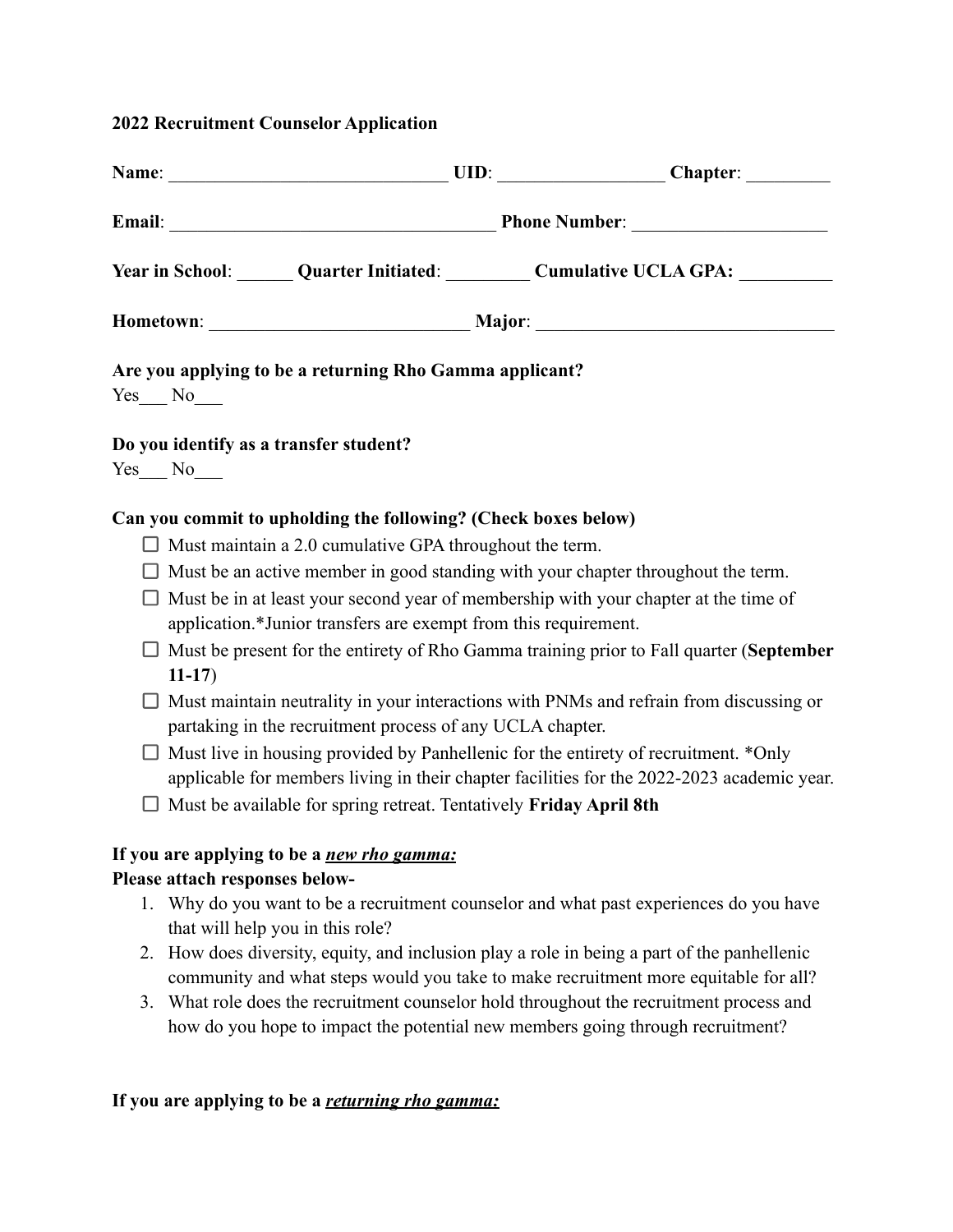**2022 Recruitment Counselor Application**

**Name**: ______________________________ **UID**: _________________ **Chapter**: _________

**Email**: ___________________________________ **Phone Number**: _____________________

**Year in School**: ______ **Quarter Initiated**: _________ **Cumulative UCLA GPA:** __________

**Hometown**: ____________________________ **Major**: _______________________________

**Are you applying to be a returning Rho Gamma applicant?**

Yes___ No___

**Do you identify as a transfer student?**

Yes___ No___

**Can you commit to upholding the following? (Check boxes below)**

- ☐ Must maintain a 2.0 cumulative GPA throughout the term.
- ☐ Must be an active member in good standing with your chapter throughout the term.
- ☐ Must be in at least your second year of membership with your chapter at the time of application.*Junior transfers are exempt from this requirement.
- ☐ Must be present for the entirety of Rho Gamma training prior to Fall quarter (**September 11-17**)
- ☐ Must maintain neutrality in your interactions with PNMs and refrain from discussing or partaking in the recruitment process of any UCLA chapter.
- ☐ Must live in housing provided by Panhellenic for the entirety of recruitment. *Only applicable for members living in their chapter facilities for the 2022-2023 academic year.
- ☐ Must be available for spring retreat. Tentatively **Friday April 8th**

**If you are applying to be a** ***new rho gamma:***

**Please attach responses below-**

1. Why do you want to be a recruitment counselor and what past experiences do you have that will help you in this role?
2. How does diversity, equity, and inclusion play a role in being a part of the panhellenic community and what steps would you take to make recruitment more equitable for all?
3. What role does the recruitment counselor hold throughout the recruitment process and how do you hope to impact the potential new members going through recruitment?

**If you are applying to be a** ***returning rho gamma:***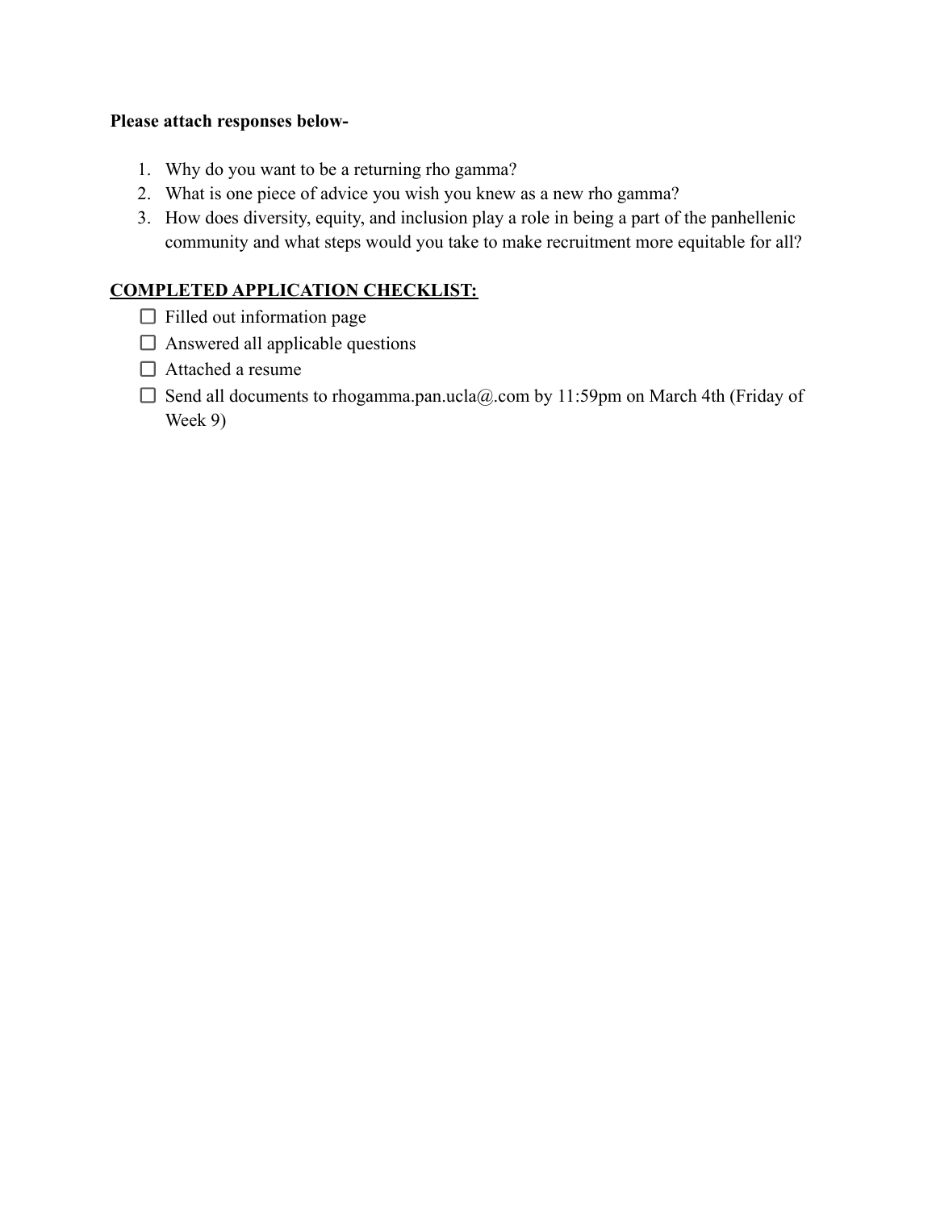**Please attach responses below-**

1. Why do you want to be a returning rho gamma?
2. What is one piece of advice you wish you knew as a new rho gamma?
3. How does diversity, equity, and inclusion play a role in being a part of the panhellenic community and what steps would you take to make recruitment more equitable for all?

**<u>COMPLETED APPLICATION CHECKLIST:</u>**

- [ ] Filled out information page
- [ ] Answered all applicable questions
- [ ] Attached a resume
- [ ] Send all documents to rhogamma.pan.ucla@.com by 11:59pm on March 4th (Friday of Week 9)